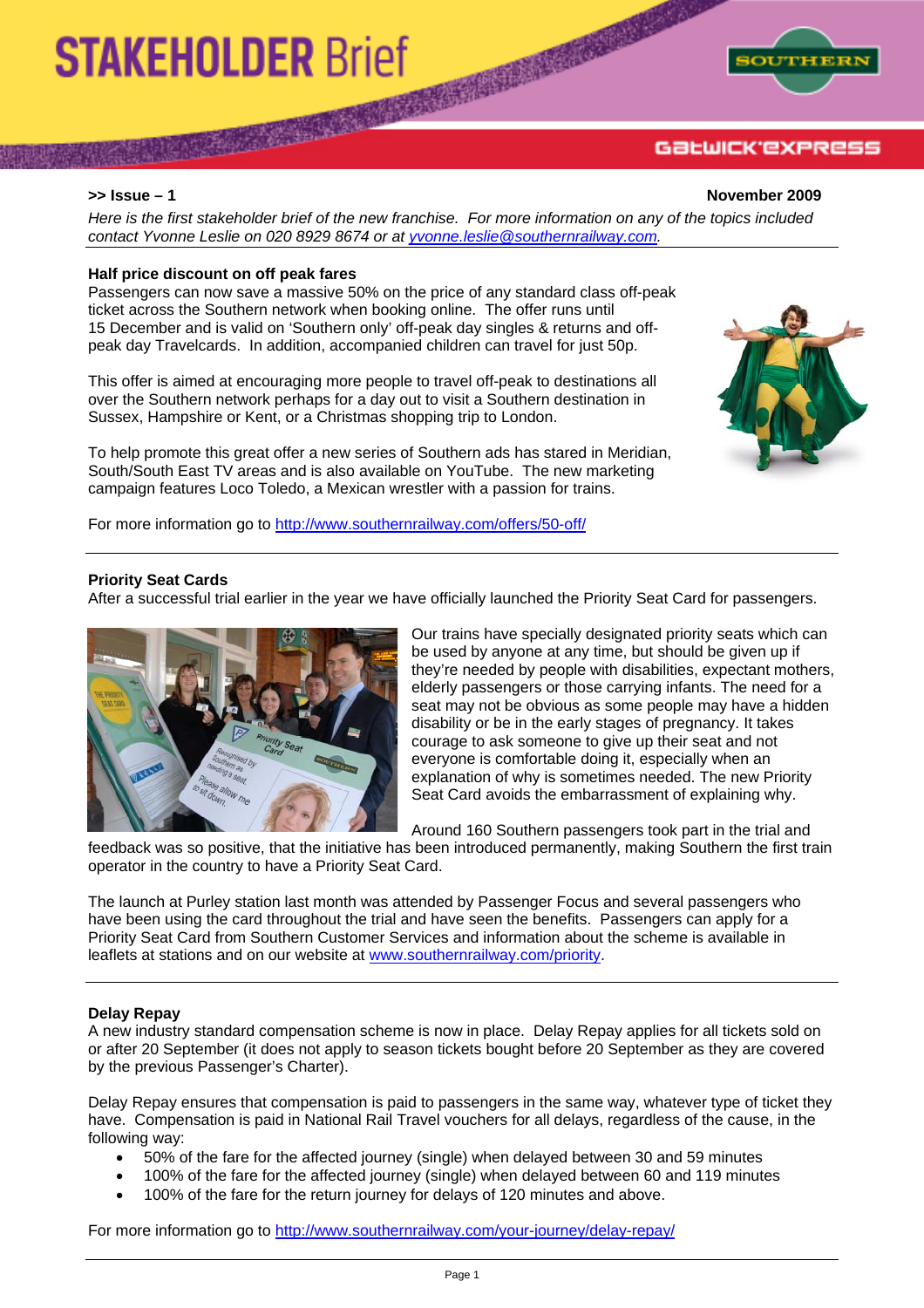# STAKEHOLDER Brief

**>> Issue – 1** **November 2009**

*Here is the first stakeholder brief of the new franchise. For more information on any of the topics included contact Yvonne Leslie on 020 8929 8674 or at [yvonne.leslie@southernrailway.com](mailto:yvonne.leslie@southernrailway.com).*

## Half price discount on off peak fares

Passengers can now save a massive 50% on the price of any standard class off-peak ticket across the Southern network when booking online. The offer runs until 15 December and is valid on 'Southern only' off-peak day singles & returns and off-peak day Travelcards. In addition, accompanied children can travel for just 50p.

This offer is aimed at encouraging more people to travel off-peak to destinations all over the Southern network perhaps for a day out to visit a Southern destination in Sussex, Hampshire or Kent, or a Christmas shopping trip to London.

To help promote this great offer a new series of Southern ads has stared in Meridian, South/South East TV areas and is also available on YouTube. The new marketing campaign features Loco Toledo, a Mexican wrestler with a passion for trains.

For more information go to http://www.southernrailway.com/offers/50-off/

## Priority Seat Cards

After a successful trial earlier in the year we have officially launched the Priority Seat Card for passengers.

Our trains have specially designated priority seats which can be used by anyone at any time, but should be given up if they're needed by people with disabilities, expectant mothers, elderly passengers or those carrying infants. The need for a seat may not be obvious as some people may have a hidden disability or be in the early stages of pregnancy. It takes courage to ask someone to give up their seat and not everyone is comfortable doing it, especially when an explanation of why is sometimes needed. The new Priority Seat Card avoids the embarrassment of explaining why.

Around 160 Southern passengers took part in the trial and feedback was so positive, that the initiative has been introduced permanently, making Southern the first train operator in the country to have a Priority Seat Card.

The launch at Purley station last month was attended by Passenger Focus and several passengers who have been using the card throughout the trial and have seen the benefits. Passengers can apply for a Priority Seat Card from Southern Customer Services and information about the scheme is available in leaflets at stations and on our website at www.southernrailway.com/priority.

## Delay Repay

A new industry standard compensation scheme is now in place. Delay Repay applies for all tickets sold on or after 20 September (it does not apply to season tickets bought before 20 September as they are covered by the previous Passenger's Charter).

Delay Repay ensures that compensation is paid to passengers in the same way, whatever type of ticket they have. Compensation is paid in National Rail Travel vouchers for all delays, regardless of the cause, in the following way:

- 50% of the fare for the affected journey (single) when delayed between 30 and 59 minutes
- 100% of the fare for the affected journey (single) when delayed between 60 and 119 minutes
- 100% of the fare for the return journey for delays of 120 minutes and above.

For more information go to http://www.southernrailway.com/your-journey/delay-repay/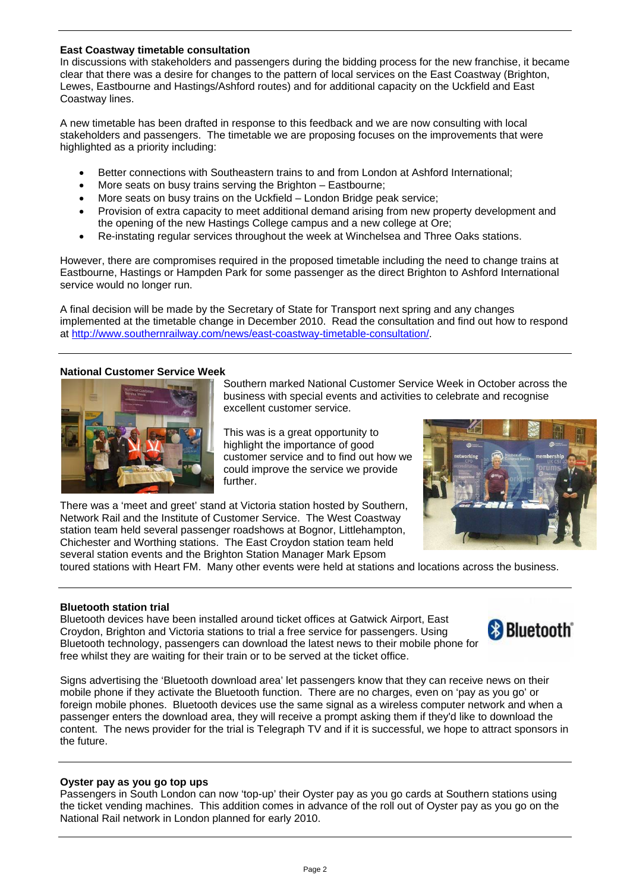### East Coastway timetable consultation

In discussions with stakeholders and passengers during the bidding process for the new franchise, it became clear that there was a desire for changes to the pattern of local services on the East Coastway (Brighton, Lewes, Eastbourne and Hastings/Ashford routes) and for additional capacity on the Uckfield and East Coastway lines.

A new timetable has been drafted in response to this feedback and we are now consulting with local stakeholders and passengers. The timetable we are proposing focuses on the improvements that were highlighted as a priority including:

- Better connections with Southeastern trains to and from London at Ashford International;
- More seats on busy trains serving the Brighton – Eastbourne;
- More seats on busy trains on the Uckfield – London Bridge peak service;
- Provision of extra capacity to meet additional demand arising from new property development and the opening of the new Hastings College campus and a new college at Ore;
- Re-instating regular services throughout the week at Winchelsea and Three Oaks stations.

However, there are compromises required in the proposed timetable including the need to change trains at Eastbourne, Hastings or Hampden Park for some passenger as the direct Brighton to Ashford International service would no longer run.

A final decision will be made by the Secretary of State for Transport next spring and any changes implemented at the timetable change in December 2010. Read the consultation and find out how to respond at http://www.southernrailway.com/news/east-coastway-timetable-consultation/.

### National Customer Service Week

Southern marked National Customer Service Week in October across the business with special events and activities to celebrate and recognise excellent customer service.

This was is a great opportunity to highlight the importance of good customer service and to find out how we could improve the service we provide further.

There was a 'meet and greet' stand at Victoria station hosted by Southern, Network Rail and the Institute of Customer Service. The West Coastway station team held several passenger roadshows at Bognor, Littlehampton, Chichester and Worthing stations. The East Croydon station team held several station events and the Brighton Station Manager Mark Epsom toured stations with Heart FM. Many other events were held at stations and locations across the business.

### Bluetooth station trial

Bluetooth devices have been installed around ticket offices at Gatwick Airport, East Croydon, Brighton and Victoria stations to trial a free service for passengers. Using Bluetooth technology, passengers can download the latest news to their mobile phone for free whilst they are waiting for their train or to be served at the ticket office.

Signs advertising the 'Bluetooth download area' let passengers know that they can receive news on their mobile phone if they activate the Bluetooth function. There are no charges, even on 'pay as you go' or foreign mobile phones. Bluetooth devices use the same signal as a wireless computer network and when a passenger enters the download area, they will receive a prompt asking them if they'd like to download the content. The news provider for the trial is Telegraph TV and if it is successful, we hope to attract sponsors in the future.

### Oyster pay as you go top ups

Passengers in South London can now 'top-up' their Oyster pay as you go cards at Southern stations using the ticket vending machines. This addition comes in advance of the roll out of Oyster pay as you go on the National Rail network in London planned for early 2010.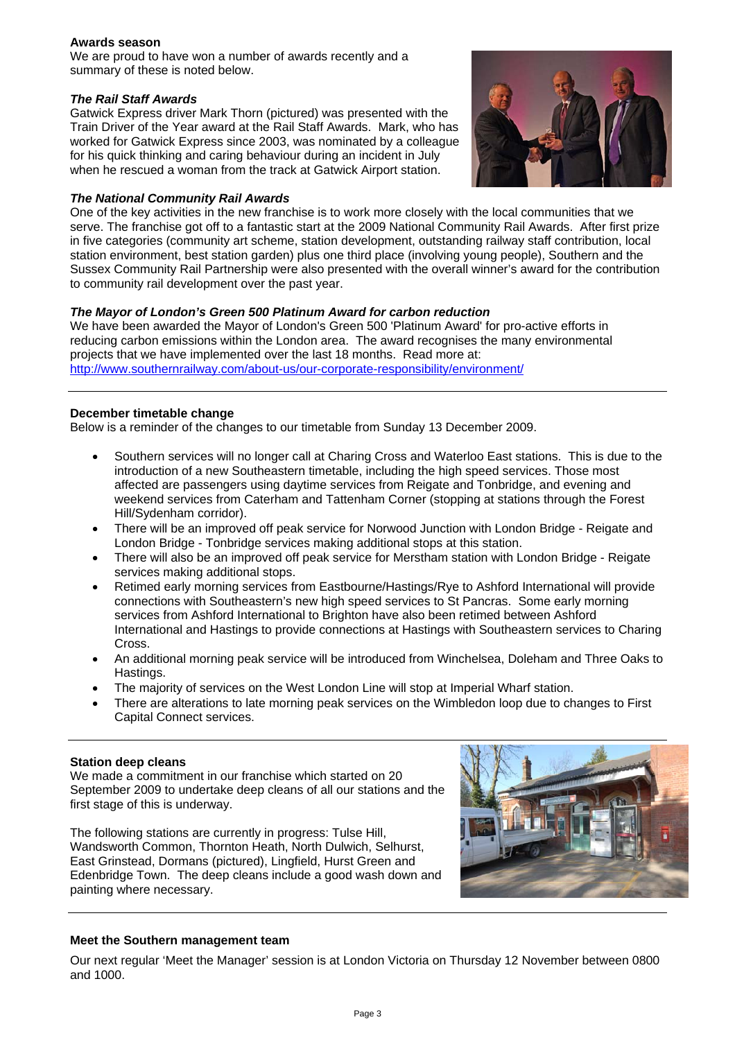**Awards season**

We are proud to have won a number of awards recently and a summary of these is noted below.

***The Rail Staff Awards***

Gatwick Express driver Mark Thorn (pictured) was presented with the Train Driver of the Year award at the Rail Staff Awards. Mark, who has worked for Gatwick Express since 2003, was nominated by a colleague for his quick thinking and caring behaviour during an incident in July when he rescued a woman from the track at Gatwick Airport station.

***The National Community Rail Awards***

One of the key activities in the new franchise is to work more closely with the local communities that we serve. The franchise got off to a fantastic start at the 2009 National Community Rail Awards. After first prize in five categories (community art scheme, station development, outstanding railway staff contribution, local station environment, best station garden) plus one third place (involving young people), Southern and the Sussex Community Rail Partnership were also presented with the overall winner's award for the contribution to community rail development over the past year.

***The Mayor of London's Green 500 Platinum Award for carbon reduction***

We have been awarded the Mayor of London's Green 500 'Platinum Award' for pro-active efforts in reducing carbon emissions within the London area. The award recognises the many environmental projects that we have implemented over the last 18 months. Read more at: http://www.southernrailway.com/about-us/our-corporate-responsibility/environment/

---

**December timetable change**

Below is a reminder of the changes to our timetable from Sunday 13 December 2009.

- Southern services will no longer call at Charing Cross and Waterloo East stations. This is due to the introduction of a new Southeastern timetable, including the high speed services. Those most affected are passengers using daytime services from Reigate and Tonbridge, and evening and weekend services from Caterham and Tattenham Corner (stopping at stations through the Forest Hill/Sydenham corridor).
- There will be an improved off peak service for Norwood Junction with London Bridge - Reigate and London Bridge - Tonbridge services making additional stops at this station.
- There will also be an improved off peak service for Merstham station with London Bridge - Reigate services making additional stops.
- Retimed early morning services from Eastbourne/Hastings/Rye to Ashford International will provide connections with Southeastern's new high speed services to St Pancras. Some early morning services from Ashford International to Brighton have also been retimed between Ashford International and Hastings to provide connections at Hastings with Southeastern services to Charing Cross.
- An additional morning peak service will be introduced from Winchelsea, Doleham and Three Oaks to Hastings.
- The majority of services on the West London Line will stop at Imperial Wharf station.
- There are alterations to late morning peak services on the Wimbledon loop due to changes to First Capital Connect services.

---

**Station deep cleans**

We made a commitment in our franchise which started on 20 September 2009 to undertake deep cleans of all our stations and the first stage of this is underway.

The following stations are currently in progress: Tulse Hill, Wandsworth Common, Thornton Heath, North Dulwich, Selhurst, East Grinstead, Dormans (pictured), Lingfield, Hurst Green and Edenbridge Town. The deep cleans include a good wash down and painting where necessary.

---

**Meet the Southern management team**

Our next regular 'Meet the Manager' session is at London Victoria on Thursday 12 November between 0800 and 1000.